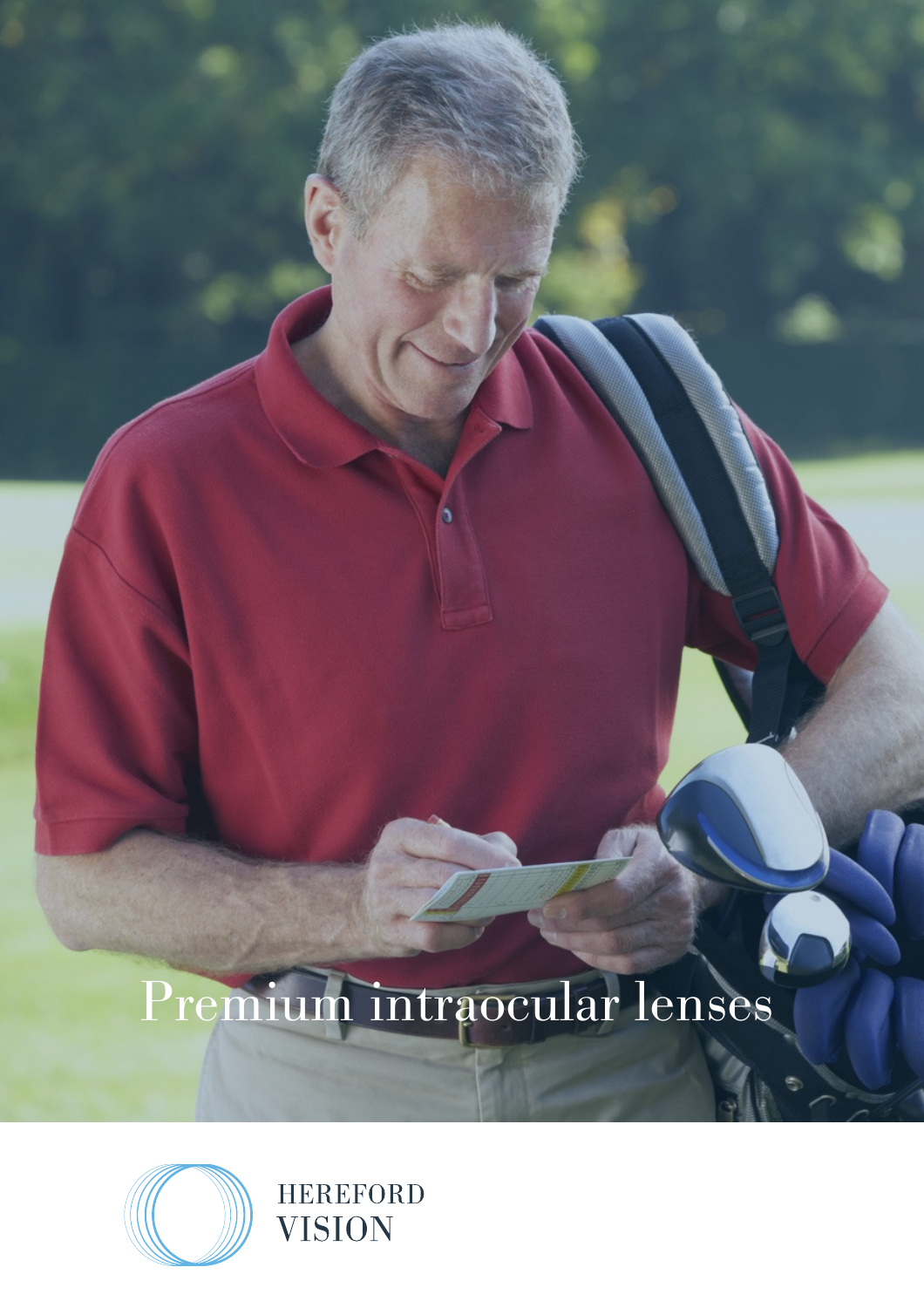# Premium intraocular lenses

HEREFORD
VISION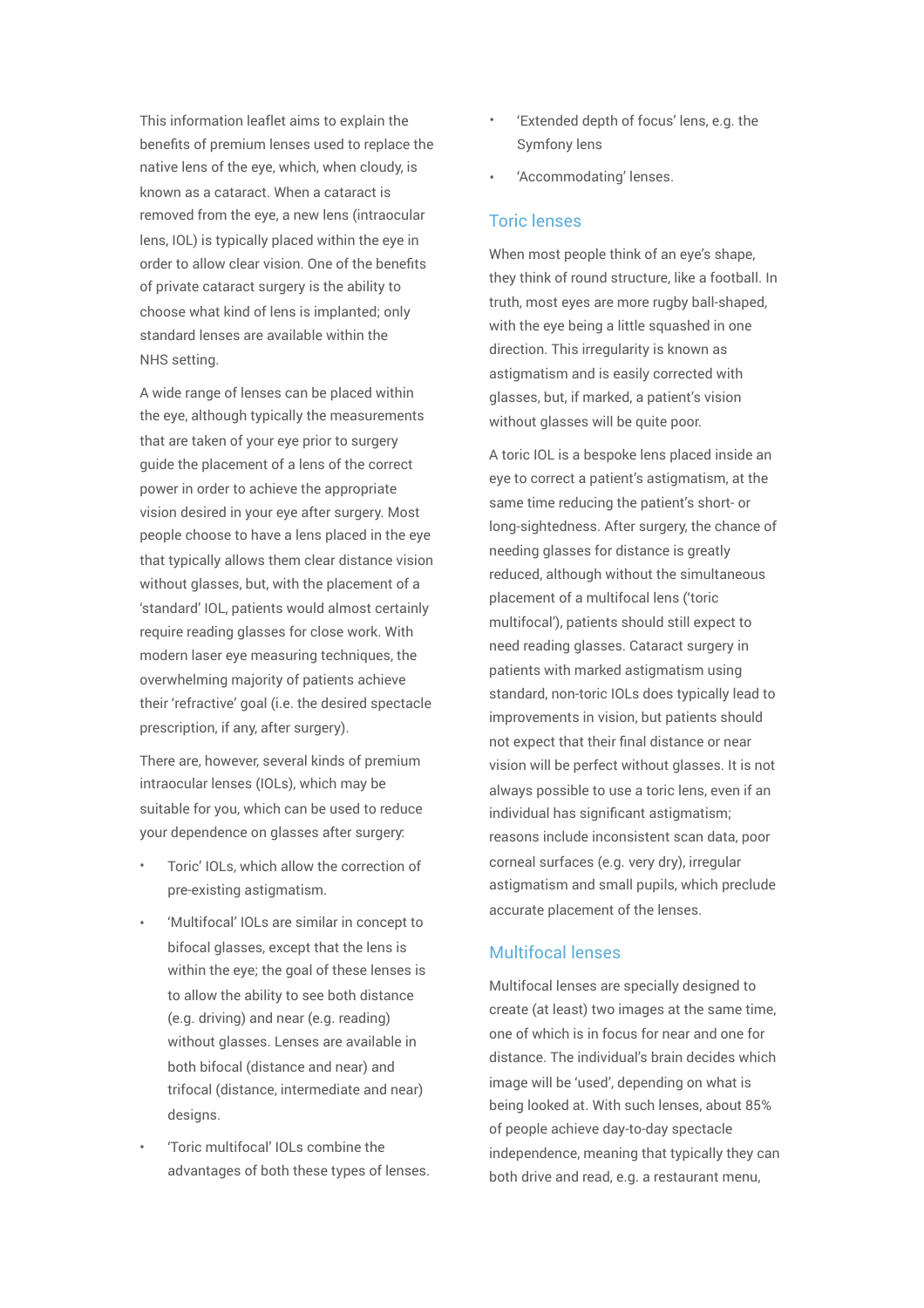This information leaflet aims to explain the benefits of premium lenses used to replace the native lens of the eye, which, when cloudy, is known as a cataract. When a cataract is removed from the eye, a new lens (intraocular lens, IOL) is typically placed within the eye in order to allow clear vision. One of the benefits of private cataract surgery is the ability to choose what kind of lens is implanted; only standard lenses are available within the NHS setting.

A wide range of lenses can be placed within the eye, although typically the measurements that are taken of your eye prior to surgery guide the placement of a lens of the correct power in order to achieve the appropriate vision desired in your eye after surgery. Most people choose to have a lens placed in the eye that typically allows them clear distance vision without glasses, but, with the placement of a 'standard' IOL, patients would almost certainly require reading glasses for close work. With modern laser eye measuring techniques, the overwhelming majority of patients achieve their 'refractive' goal (i.e. the desired spectacle prescription, if any, after surgery).

There are, however, several kinds of premium intraocular lenses (IOLs), which may be suitable for you, which can be used to reduce your dependence on glasses after surgery:

- Toric' IOLs, which allow the correction of pre-existing astigmatism.
- 'Multifocal' IOLs are similar in concept to bifocal glasses, except that the lens is within the eye; the goal of these lenses is to allow the ability to see both distance (e.g. driving) and near (e.g. reading) without glasses. Lenses are available in both bifocal (distance and near) and trifocal (distance, intermediate and near) designs.
- 'Toric multifocal' IOLs combine the advantages of both these types of lenses.
- 'Extended depth of focus' lens, e.g. the Symfony lens
- 'Accommodating' lenses.

## Toric lenses

When most people think of an eye's shape, they think of round structure, like a football. In truth, most eyes are more rugby ball-shaped, with the eye being a little squashed in one direction. This irregularity is known as astigmatism and is easily corrected with glasses, but, if marked, a patient's vision without glasses will be quite poor.

A toric IOL is a bespoke lens placed inside an eye to correct a patient's astigmatism, at the same time reducing the patient's short- or long-sightedness. After surgery, the chance of needing glasses for distance is greatly reduced, although without the simultaneous placement of a multifocal lens ('toric multifocal'), patients should still expect to need reading glasses. Cataract surgery in patients with marked astigmatism using standard, non-toric IOLs does typically lead to improvements in vision, but patients should not expect that their final distance or near vision will be perfect without glasses. It is not always possible to use a toric lens, even if an individual has significant astigmatism; reasons include inconsistent scan data, poor corneal surfaces (e.g. very dry), irregular astigmatism and small pupils, which preclude accurate placement of the lenses.

## Multifocal lenses

Multifocal lenses are specially designed to create (at least) two images at the same time, one of which is in focus for near and one for distance. The individual's brain decides which image will be 'used', depending on what is being looked at. With such lenses, about 85% of people achieve day-to-day spectacle independence, meaning that typically they can both drive and read, e.g. a restaurant menu,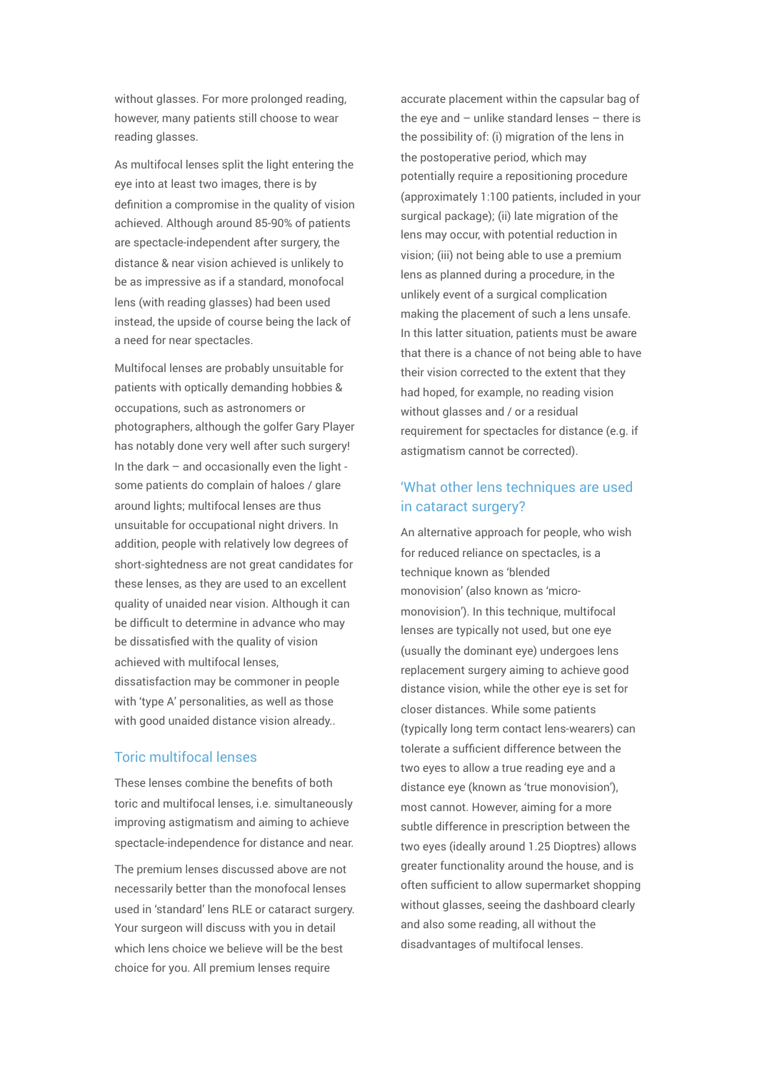without glasses. For more prolonged reading, however, many patients still choose to wear reading glasses.

As multifocal lenses split the light entering the eye into at least two images, there is by definition a compromise in the quality of vision achieved. Although around 85-90% of patients are spectacle-independent after surgery, the distance & near vision achieved is unlikely to be as impressive as if a standard, monofocal lens (with reading glasses) had been used instead, the upside of course being the lack of a need for near spectacles.

Multifocal lenses are probably unsuitable for patients with optically demanding hobbies & occupations, such as astronomers or photographers, although the golfer Gary Player has notably done very well after such surgery! In the dark – and occasionally even the light - some patients do complain of haloes / glare around lights; multifocal lenses are thus unsuitable for occupational night drivers. In addition, people with relatively low degrees of short-sightedness are not great candidates for these lenses, as they are used to an excellent quality of unaided near vision. Although it can be difficult to determine in advance who may be dissatisfied with the quality of vision achieved with multifocal lenses, dissatisfaction may be commoner in people with 'type A' personalities, as well as those with good unaided distance vision already..

## Toric multifocal lenses

These lenses combine the benefits of both toric and multifocal lenses, i.e. simultaneously improving astigmatism and aiming to achieve spectacle-independence for distance and near.

The premium lenses discussed above are not necessarily better than the monofocal lenses used in 'standard' lens RLE or cataract surgery. Your surgeon will discuss with you in detail which lens choice we believe will be the best choice for you. All premium lenses require accurate placement within the capsular bag of the eye and – unlike standard lenses – there is the possibility of: (i) migration of the lens in the postoperative period, which may potentially require a repositioning procedure (approximately 1:100 patients, included in your surgical package); (ii) late migration of the lens may occur, with potential reduction in vision; (iii) not being able to use a premium lens as planned during a procedure, in the unlikely event of a surgical complication making the placement of such a lens unsafe. In this latter situation, patients must be aware that there is a chance of not being able to have their vision corrected to the extent that they had hoped, for example, no reading vision without glasses and / or a residual requirement for spectacles for distance (e.g. if astigmatism cannot be corrected).

## 'What other lens techniques are used in cataract surgery?

An alternative approach for people, who wish for reduced reliance on spectacles, is a technique known as 'blended monovision' (also known as 'micro-monovision'). In this technique, multifocal lenses are typically not used, but one eye (usually the dominant eye) undergoes lens replacement surgery aiming to achieve good distance vision, while the other eye is set for closer distances. While some patients (typically long term contact lens-wearers) can tolerate a sufficient difference between the two eyes to allow a true reading eye and a distance eye (known as 'true monovision'), most cannot. However, aiming for a more subtle difference in prescription between the two eyes (ideally around 1.25 Dioptres) allows greater functionality around the house, and is often sufficient to allow supermarket shopping without glasses, seeing the dashboard clearly and also some reading, all without the disadvantages of multifocal lenses.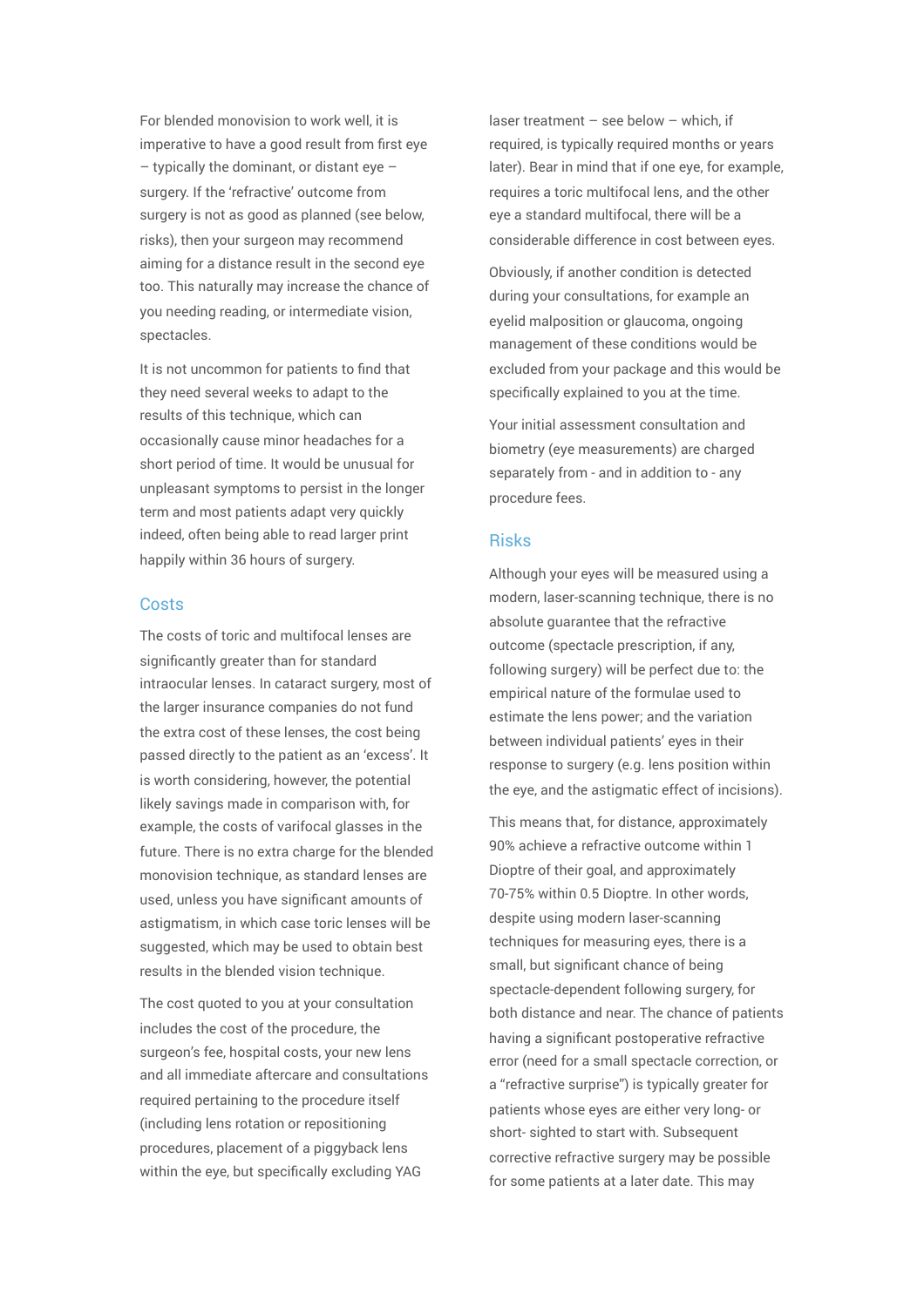For blended monovision to work well, it is imperative to have a good result from first eye – typically the dominant, or distant eye – surgery. If the 'refractive' outcome from surgery is not as good as planned (see below, risks), then your surgeon may recommend aiming for a distance result in the second eye too. This naturally may increase the chance of you needing reading, or intermediate vision, spectacles.

It is not uncommon for patients to find that they need several weeks to adapt to the results of this technique, which can occasionally cause minor headaches for a short period of time. It would be unusual for unpleasant symptoms to persist in the longer term and most patients adapt very quickly indeed, often being able to read larger print happily within 36 hours of surgery.

## Costs

The costs of toric and multifocal lenses are significantly greater than for standard intraocular lenses. In cataract surgery, most of the larger insurance companies do not fund the extra cost of these lenses, the cost being passed directly to the patient as an 'excess'. It is worth considering, however, the potential likely savings made in comparison with, for example, the costs of varifocal glasses in the future. There is no extra charge for the blended monovision technique, as standard lenses are used, unless you have significant amounts of astigmatism, in which case toric lenses will be suggested, which may be used to obtain best results in the blended vision technique.

The cost quoted to you at your consultation includes the cost of the procedure, the surgeon's fee, hospital costs, your new lens and all immediate aftercare and consultations required pertaining to the procedure itself (including lens rotation or repositioning procedures, placement of a piggyback lens within the eye, but specifically excluding YAG laser treatment – see below – which, if required, is typically required months or years later). Bear in mind that if one eye, for example, requires a toric multifocal lens, and the other eye a standard multifocal, there will be a considerable difference in cost between eyes.

Obviously, if another condition is detected during your consultations, for example an eyelid malposition or glaucoma, ongoing management of these conditions would be excluded from your package and this would be specifically explained to you at the time.

Your initial assessment consultation and biometry (eye measurements) are charged separately from - and in addition to - any procedure fees.

## Risks

Although your eyes will be measured using a modern, laser-scanning technique, there is no absolute guarantee that the refractive outcome (spectacle prescription, if any, following surgery) will be perfect due to: the empirical nature of the formulae used to estimate the lens power; and the variation between individual patients' eyes in their response to surgery (e.g. lens position within the eye, and the astigmatic effect of incisions).

This means that, for distance, approximately 90% achieve a refractive outcome within 1 Dioptre of their goal, and approximately 70-75% within 0.5 Dioptre. In other words, despite using modern laser-scanning techniques for measuring eyes, there is a small, but significant chance of being spectacle-dependent following surgery, for both distance and near. The chance of patients having a significant postoperative refractive error (need for a small spectacle correction, or a "refractive surprise") is typically greater for patients whose eyes are either very long- or short- sighted to start with. Subsequent corrective refractive surgery may be possible for some patients at a later date. This may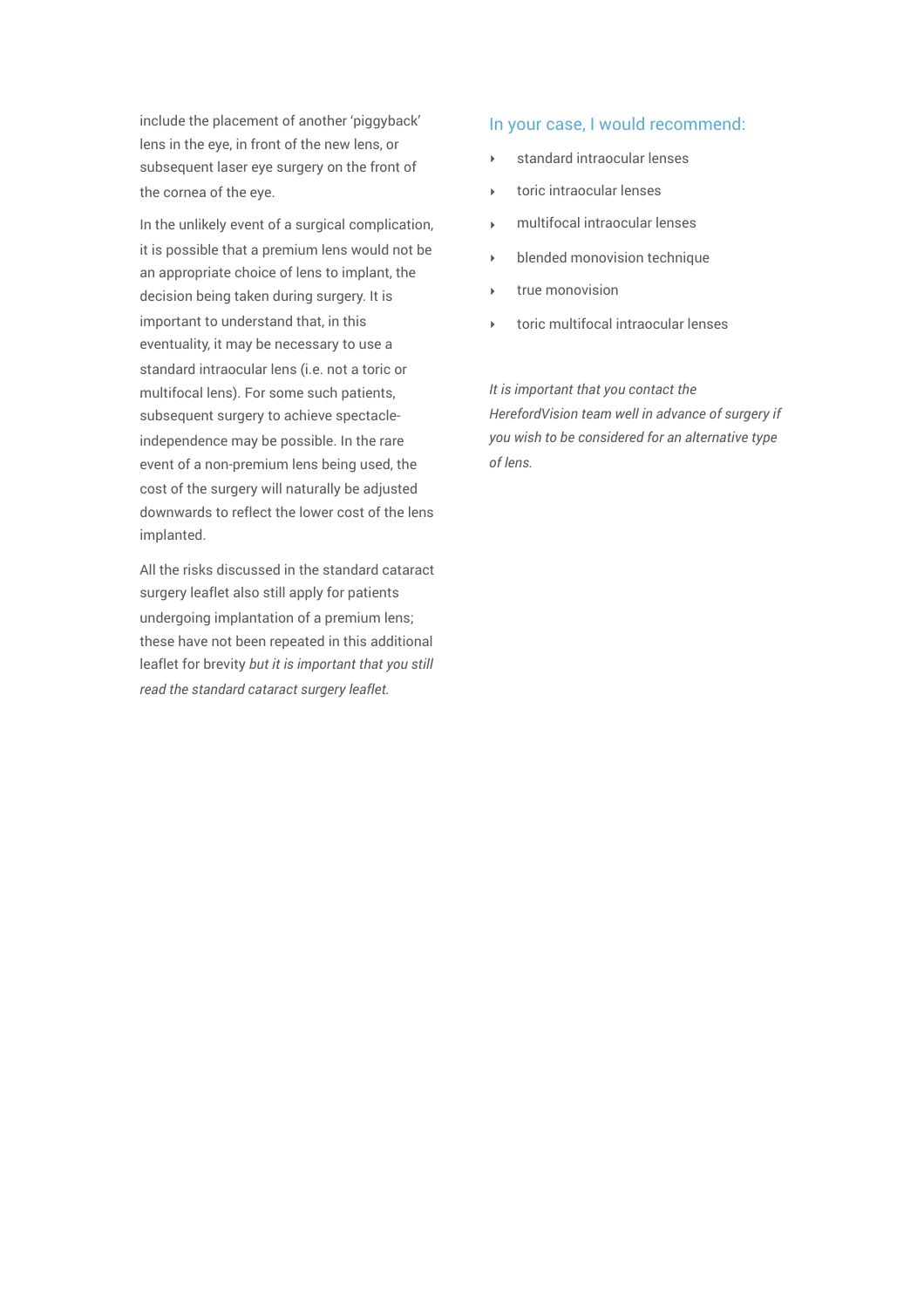include the placement of another 'piggyback' lens in the eye, in front of the new lens, or subsequent laser eye surgery on the front of the cornea of the eye.

In the unlikely event of a surgical complication, it is possible that a premium lens would not be an appropriate choice of lens to implant, the decision being taken during surgery. It is important to understand that, in this eventuality, it may be necessary to use a standard intraocular lens (i.e. not a toric or multifocal lens). For some such patients, subsequent surgery to achieve spectacle-independence may be possible. In the rare event of a non-premium lens being used, the cost of the surgery will naturally be adjusted downwards to reflect the lower cost of the lens implanted.

All the risks discussed in the standard cataract surgery leaflet also still apply for patients undergoing implantation of a premium lens; these have not been repeated in this additional leaflet for brevity *but it is important that you still read the standard cataract surgery leaflet.*

## In your case, I would recommend:

- standard intraocular lenses
- toric intraocular lenses
- multifocal intraocular lenses
- blended monovision technique
- true monovision
- toric multifocal intraocular lenses

*It is important that you contact the HerefordVision team well in advance of surgery if you wish to be considered for an alternative type of lens.*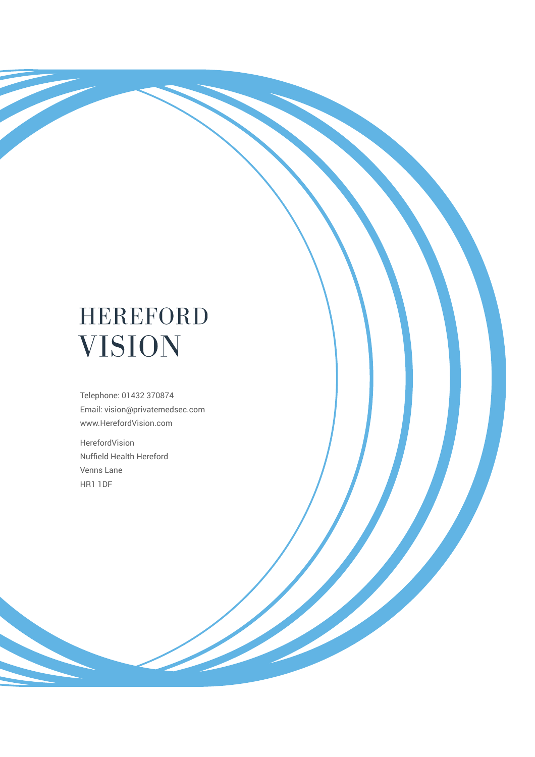# HEREFORD VISION

Telephone: 01432 370874
Email: vision@privatemedsec.com
www.HerefordVision.com

HerefordVision
Nuffield Health Hereford
Venns Lane
HR1 1DF